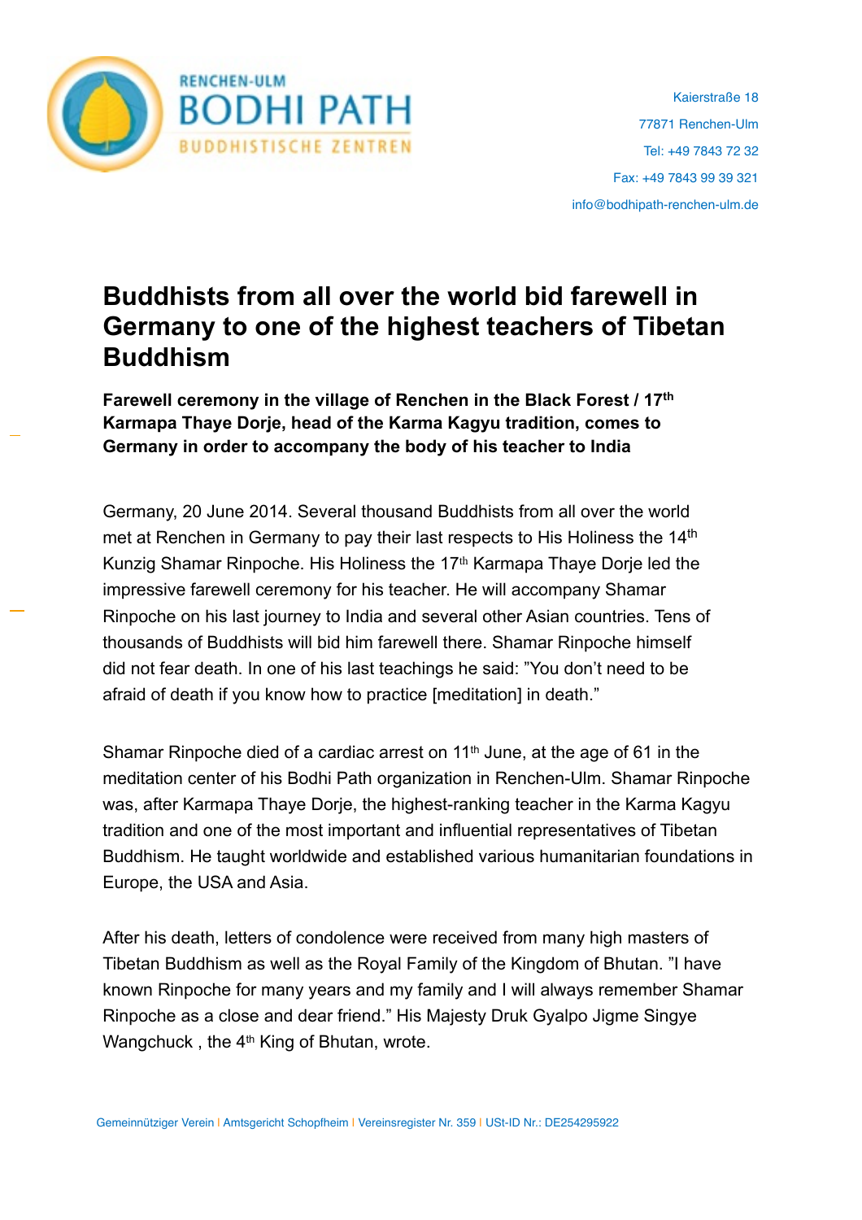RENCHEN-ULM
BODHI PATH
BUDDHISTISCHE ZENTREN

Kaierstraße 18
77871 Renchen-Ulm
Tel: +49 7843 72 32
Fax: +49 7843 99 39 321
info@bodhipath-renchen-ulm.de

# Buddhists from all over the world bid farewell in Germany to one of the highest teachers of Tibetan Buddhism

**Farewell ceremony in the village of Renchen in the Black Forest / 17th Karmapa Thaye Dorje, head of the Karma Kagyu tradition, comes to Germany in order to accompany the body of his teacher to India**

Germany, 20 June 2014. Several thousand Buddhists from all over the world met at Renchen in Germany to pay their last respects to His Holiness the 14th Kunzig Shamar Rinpoche. His Holiness the 17th Karmapa Thaye Dorje led the impressive farewell ceremony for his teacher. He will accompany Shamar Rinpoche on his last journey to India and several other Asian countries. Tens of thousands of Buddhists will bid him farewell there. Shamar Rinpoche himself did not fear death. In one of his last teachings he said: "You don't need to be afraid of death if you know how to practice [meditation] in death."

Shamar Rinpoche died of a cardiac arrest on 11th June, at the age of 61 in the meditation center of his Bodhi Path organization in Renchen-Ulm. Shamar Rinpoche was, after Karmapa Thaye Dorje, the highest-ranking teacher in the Karma Kagyu tradition and one of the most important and influential representatives of Tibetan Buddhism. He taught worldwide and established various humanitarian foundations in Europe, the USA and Asia.

After his death, letters of condolence were received from many high masters of Tibetan Buddhism as well as the Royal Family of the Kingdom of Bhutan. "I have known Rinpoche for many years and my family and I will always remember Shamar Rinpoche as a close and dear friend." His Majesty Druk Gyalpo Jigme Singye Wangchuck , the 4th King of Bhutan, wrote.

Gemeinnütziger Verein | Amtsgericht Schopfheim | Vereinsregister Nr. 359 | USt-ID Nr.: DE254295922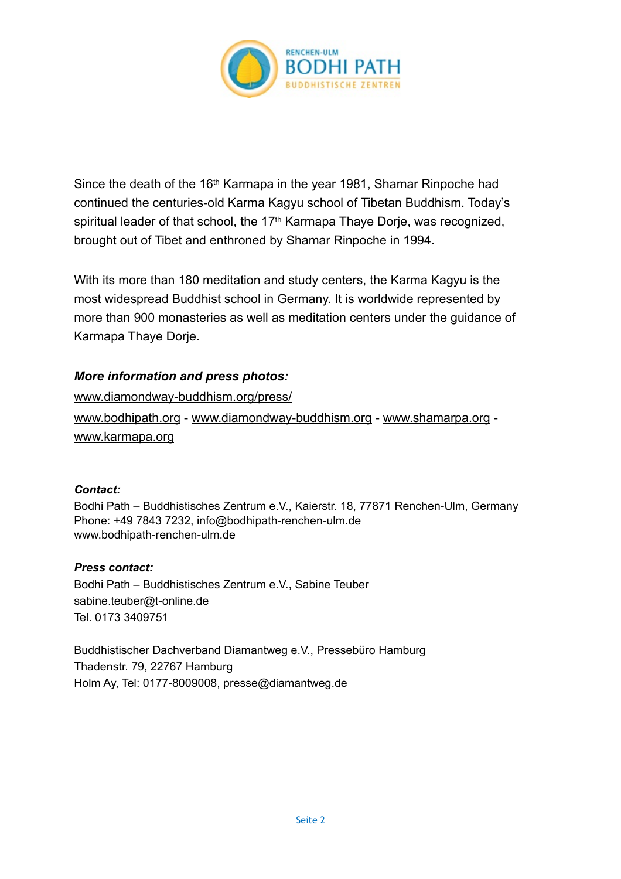Since the death of the 16th Karmapa in the year 1981, Shamar Rinpoche had continued the centuries-old Karma Kagyu school of Tibetan Buddhism. Today's spiritual leader of that school, the 17th Karmapa Thaye Dorje, was recognized, brought out of Tibet and enthroned by Shamar Rinpoche in 1994.

With its more than 180 meditation and study centers, the Karma Kagyu is the most widespread Buddhist school in Germany. It is worldwide represented by more than 900 monasteries as well as meditation centers under the guidance of Karmapa Thaye Dorje.

***More information and press photos:***

www.diamondway-buddhism.org/press/

www.bodhipath.org - www.diamondway-buddhism.org - www.shamarpa.org - www.karmapa.org

***Contact:***

Bodhi Path – Buddhistisches Zentrum e.V., Kaierstr. 18, 77871 Renchen-Ulm, Germany
Phone: +49 7843 7232, info@bodhipath-renchen-ulm.de
www.bodhipath-renchen-ulm.de

***Press contact:***

Bodhi Path – Buddhistisches Zentrum e.V., Sabine Teuber
sabine.teuber@t-online.de
Tel. 0173 3409751

Buddhistischer Dachverband Diamantweg e.V., Pressebüro Hamburg
Thadenstr. 79, 22767 Hamburg
Holm Ay, Tel: 0177-8009008, presse@diamantweg.de